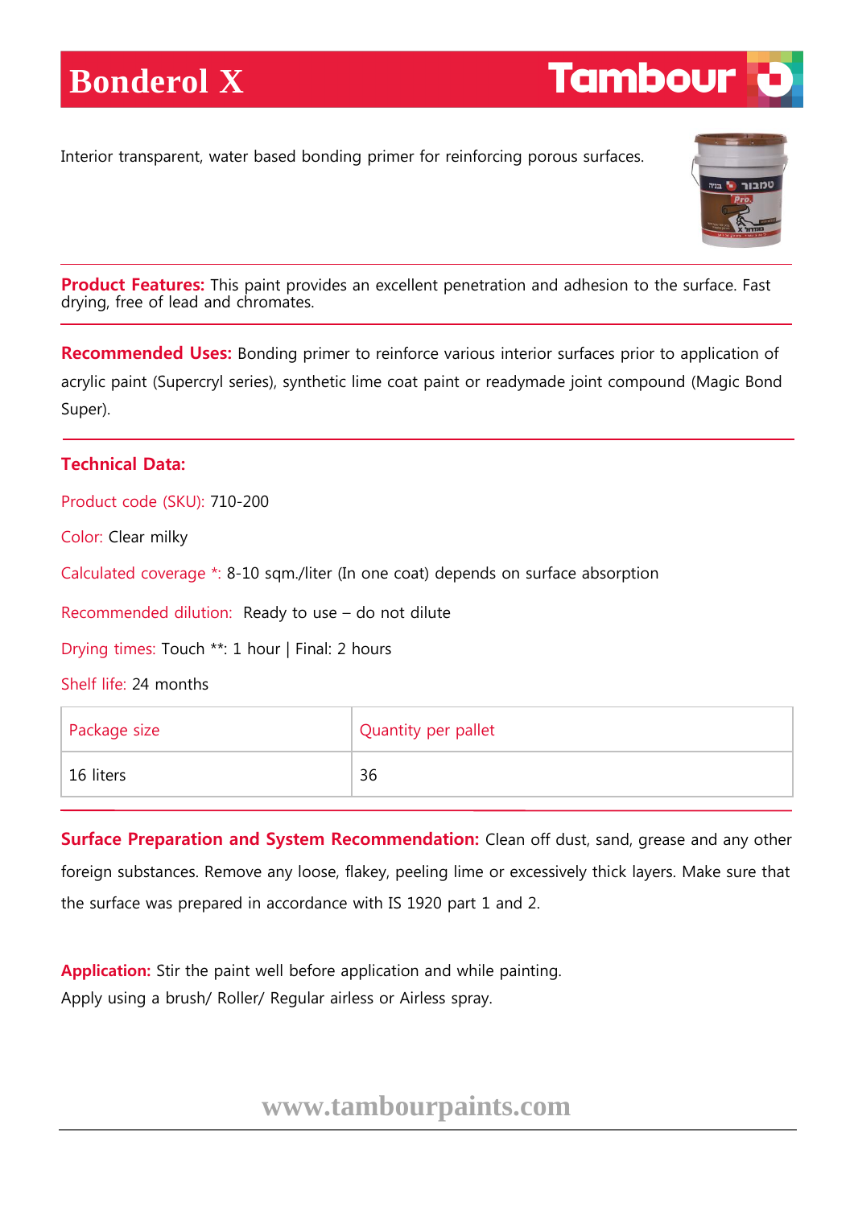# Bonderol X

Tambour

Interior transparent, water based bonding primer for reinforcing porous surfaces.

**Product Features:** This paint provides an excellent penetration and adhesion to the surface. Fast drying, free of lead and chromates.

**Recommended Uses:** Bonding primer to reinforce various interior surfaces prior to application of acrylic paint (Supercryl series), synthetic lime coat paint or readymade joint compound (Magic Bond Super).

## Technical Data:

Product code (SKU): 710-200

Color: Clear milky

Calculated coverage *: 8-10 sqm./liter (In one coat) depends on surface absorption

Recommended dilution: Ready to use – do not dilute

Drying times: Touch **: 1 hour | Final: 2 hours

Shelf life: 24 months

| Package size | Quantity per pallet |
|---|---|
| 16 liters | 36 |

**Surface Preparation and System Recommendation:** Clean off dust, sand, grease and any other foreign substances. Remove any loose, flakey, peeling lime or excessively thick layers. Make sure that the surface was prepared in accordance with IS 1920 part 1 and 2.

**Application:** Stir the paint well before application and while painting.
Apply using a brush/ Roller/ Regular airless or Airless spray.

www.tambourpaints.com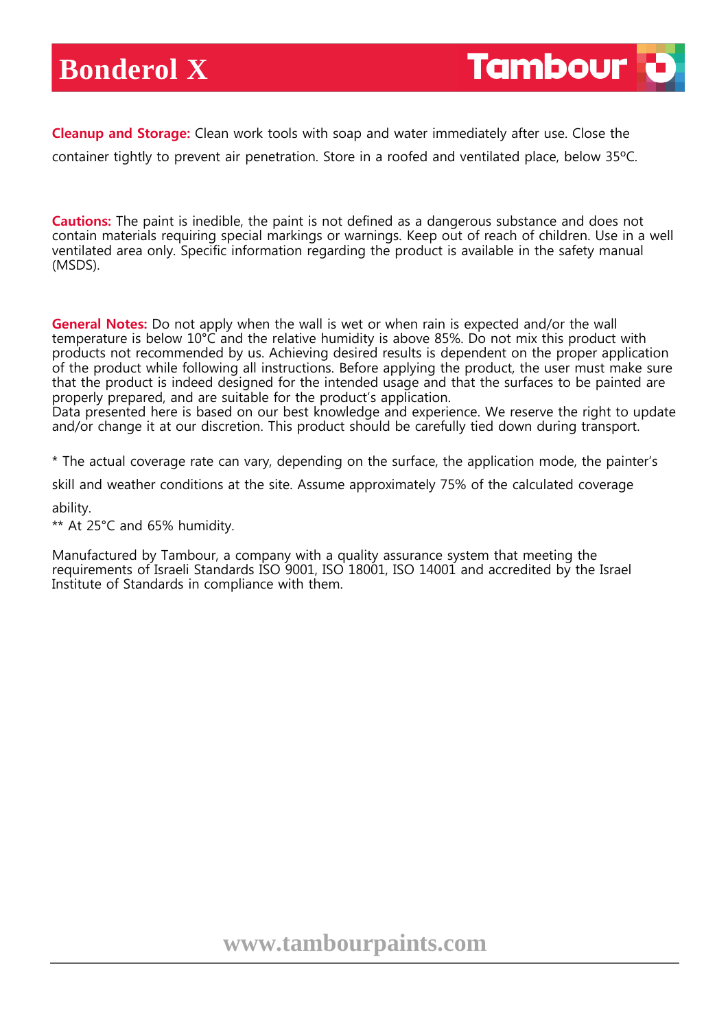**Cleanup and Storage:** Clean work tools with soap and water immediately after use. Close the container tightly to prevent air penetration. Store in a roofed and ventilated place, below 35ºC.

**Cautions:** The paint is inedible, the paint is not defined as a dangerous substance and does not contain materials requiring special markings or warnings. Keep out of reach of children. Use in a well ventilated area only. Specific information regarding the product is available in the safety manual (MSDS).

**General Notes:** Do not apply when the wall is wet or when rain is expected and/or the wall temperature is below 10°C and the relative humidity is above 85%. Do not mix this product with products not recommended by us. Achieving desired results is dependent on the proper application of the product while following all instructions. Before applying the product, the user must make sure that the product is indeed designed for the intended usage and that the surfaces to be painted are properly prepared, and are suitable for the product's application.
Data presented here is based on our best knowledge and experience. We reserve the right to update and/or change it at our discretion. This product should be carefully tied down during transport.

* The actual coverage rate can vary, depending on the surface, the application mode, the painter's skill and weather conditions at the site. Assume approximately 75% of the calculated coverage ability.
** At 25°C and 65% humidity.

Manufactured by Tambour, a company with a quality assurance system that meeting the requirements of Israeli Standards ISO 9001, ISO 18001, ISO 14001 and accredited by the Israel Institute of Standards in compliance with them.